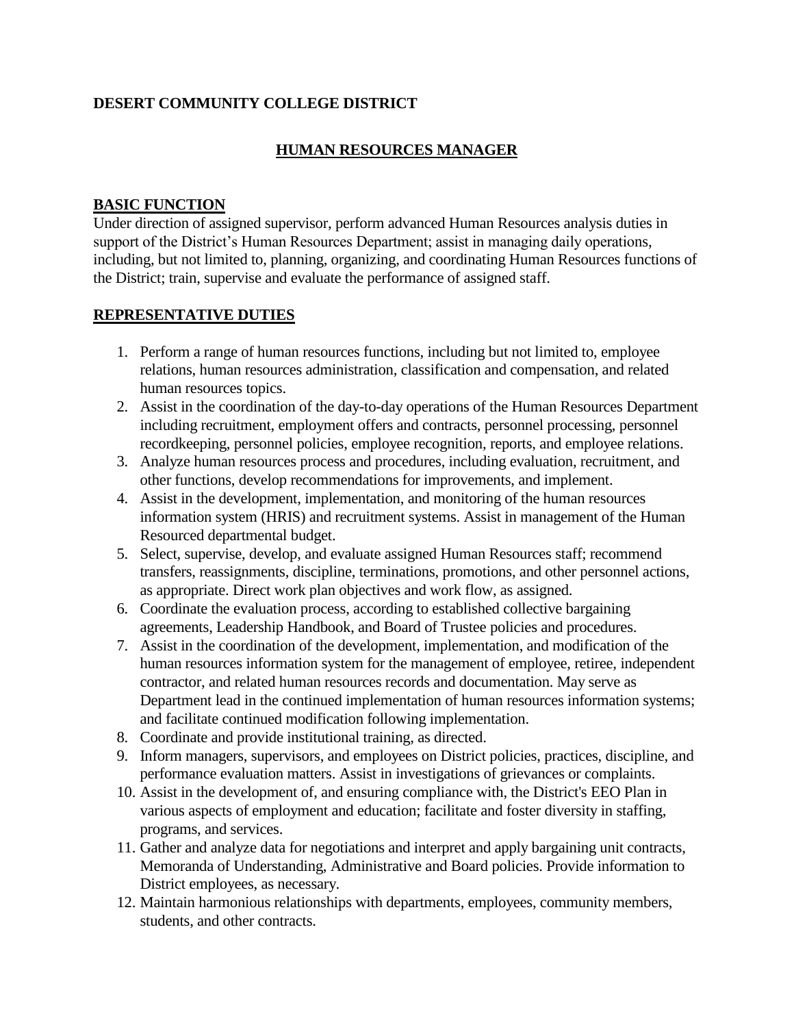**DESERT COMMUNITY COLLEGE DISTRICT**

# HUMAN RESOURCES MANAGER

## BASIC FUNCTION

Under direction of assigned supervisor, perform advanced Human Resources analysis duties in support of the District's Human Resources Department; assist in managing daily operations, including, but not limited to, planning, organizing, and coordinating Human Resources functions of the District; train, supervise and evaluate the performance of assigned staff.

## REPRESENTATIVE DUTIES

1. Perform a range of human resources functions, including but not limited to, employee relations, human resources administration, classification and compensation, and related human resources topics.
2. Assist in the coordination of the day-to-day operations of the Human Resources Department including recruitment, employment offers and contracts, personnel processing, personnel recordkeeping, personnel policies, employee recognition, reports, and employee relations.
3. Analyze human resources process and procedures, including evaluation, recruitment, and other functions, develop recommendations for improvements, and implement.
4. Assist in the development, implementation, and monitoring of the human resources information system (HRIS) and recruitment systems. Assist in management of the Human Resourced departmental budget.
5. Select, supervise, develop, and evaluate assigned Human Resources staff; recommend transfers, reassignments, discipline, terminations, promotions, and other personnel actions, as appropriate. Direct work plan objectives and work flow, as assigned.
6. Coordinate the evaluation process, according to established collective bargaining agreements, Leadership Handbook, and Board of Trustee policies and procedures.
7. Assist in the coordination of the development, implementation, and modification of the human resources information system for the management of employee, retiree, independent contractor, and related human resources records and documentation. May serve as Department lead in the continued implementation of human resources information systems; and facilitate continued modification following implementation.
8. Coordinate and provide institutional training, as directed.
9. Inform managers, supervisors, and employees on District policies, practices, discipline, and performance evaluation matters. Assist in investigations of grievances or complaints.
10. Assist in the development of, and ensuring compliance with, the District's EEO Plan in various aspects of employment and education; facilitate and foster diversity in staffing, programs, and services.
11. Gather and analyze data for negotiations and interpret and apply bargaining unit contracts, Memoranda of Understanding, Administrative and Board policies. Provide information to District employees, as necessary.
12. Maintain harmonious relationships with departments, employees, community members, students, and other contracts.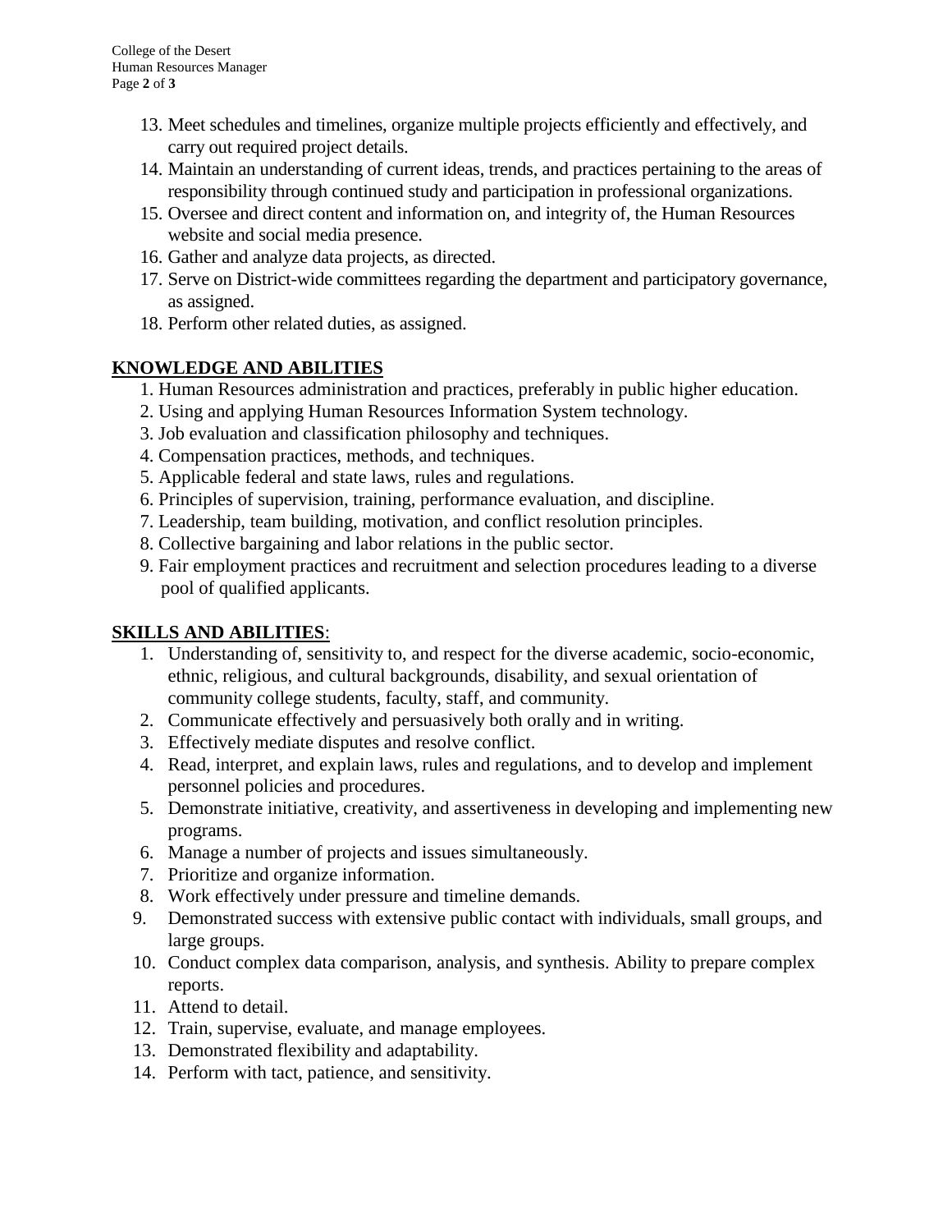13. Meet schedules and timelines, organize multiple projects efficiently and effectively, and carry out required project details.
14. Maintain an understanding of current ideas, trends, and practices pertaining to the areas of responsibility through continued study and participation in professional organizations.
15. Oversee and direct content and information on, and integrity of, the Human Resources website and social media presence.
16. Gather and analyze data projects, as directed.
17. Serve on District-wide committees regarding the department and participatory governance, as assigned.
18. Perform other related duties, as assigned.

## KNOWLEDGE AND ABILITIES

1. Human Resources administration and practices, preferably in public higher education.
2. Using and applying Human Resources Information System technology.
3. Job evaluation and classification philosophy and techniques.
4. Compensation practices, methods, and techniques.
5. Applicable federal and state laws, rules and regulations.
6. Principles of supervision, training, performance evaluation, and discipline.
7. Leadership, team building, motivation, and conflict resolution principles.
8. Collective bargaining and labor relations in the public sector.
9. Fair employment practices and recruitment and selection procedures leading to a diverse pool of qualified applicants.

## SKILLS AND ABILITIES:

1. Understanding of, sensitivity to, and respect for the diverse academic, socio-economic, ethnic, religious, and cultural backgrounds, disability, and sexual orientation of community college students, faculty, staff, and community.
2. Communicate effectively and persuasively both orally and in writing.
3. Effectively mediate disputes and resolve conflict.
4. Read, interpret, and explain laws, rules and regulations, and to develop and implement personnel policies and procedures.
5. Demonstrate initiative, creativity, and assertiveness in developing and implementing new programs.
6. Manage a number of projects and issues simultaneously.
7. Prioritize and organize information.
8. Work effectively under pressure and timeline demands.
9. Demonstrated success with extensive public contact with individuals, small groups, and large groups.
10. Conduct complex data comparison, analysis, and synthesis. Ability to prepare complex reports.
11. Attend to detail.
12. Train, supervise, evaluate, and manage employees.
13. Demonstrated flexibility and adaptability.
14. Perform with tact, patience, and sensitivity.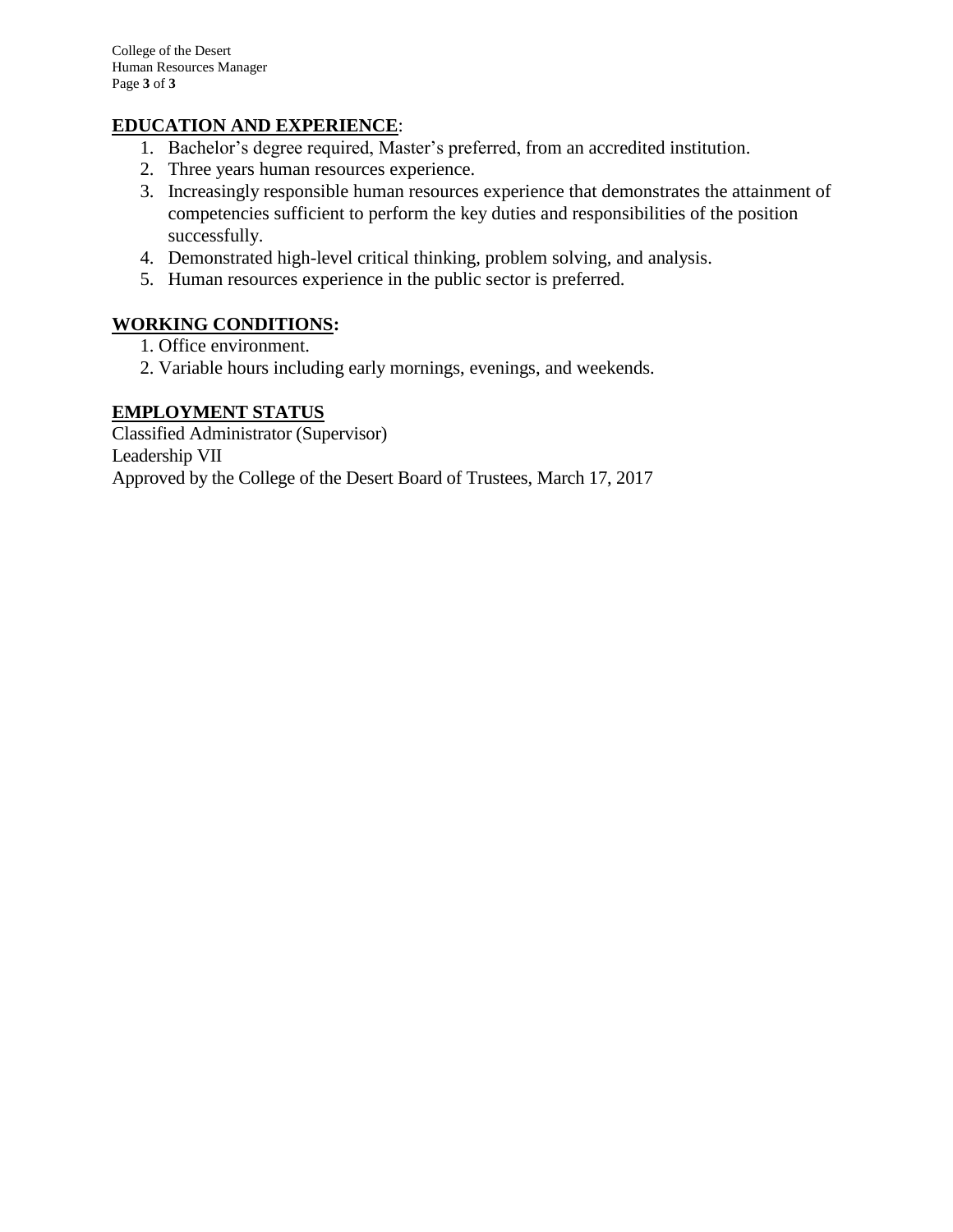## EDUCATION AND EXPERIENCE:

1. Bachelor's degree required, Master's preferred, from an accredited institution.
2. Three years human resources experience.
3. Increasingly responsible human resources experience that demonstrates the attainment of competencies sufficient to perform the key duties and responsibilities of the position successfully.
4. Demonstrated high-level critical thinking, problem solving, and analysis.
5. Human resources experience in the public sector is preferred.

## WORKING CONDITIONS:

1. Office environment.
2. Variable hours including early mornings, evenings, and weekends.

## EMPLOYMENT STATUS

Classified Administrator (Supervisor)
Leadership VII
Approved by the College of the Desert Board of Trustees, March 17, 2017